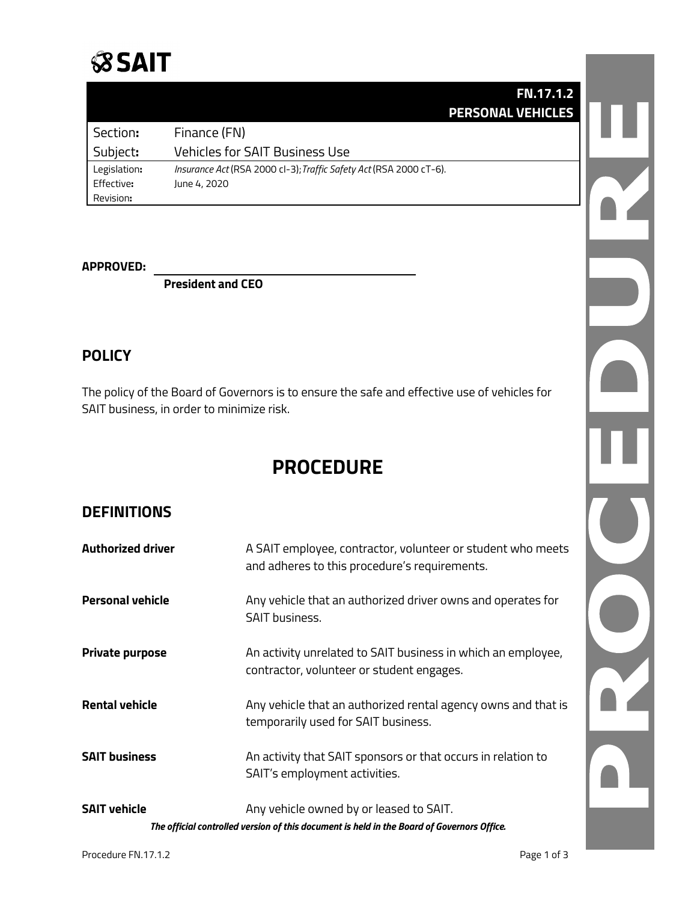SAIT

| | FN.17.1.2 PERSONAL VEHICLES |
|---|---|
| Section: | Finance (FN) |
| Subject: | Vehicles for SAIT Business Use |
| Legislation: | *Insurance Act* (RSA 2000 cI-3); *Traffic Safety Act* (RSA 2000 cT-6). |
| Effective: | June 4, 2020 |
| Revision: | |

**APPROVED:** ______________________________

**President and CEO**

## POLICY

The policy of the Board of Governors is to ensure the safe and effective use of vehicles for SAIT business, in order to minimize risk.

# PROCEDURE

## DEFINITIONS

| | |
|---|---|
| **Authorized driver** | A SAIT employee, contractor, volunteer or student who meets and adheres to this procedure's requirements. |
| **Personal vehicle** | Any vehicle that an authorized driver owns and operates for SAIT business. |
| **Private purpose** | An activity unrelated to SAIT business in which an employee, contractor, volunteer or student engages. |
| **Rental vehicle** | Any vehicle that an authorized rental agency owns and that is temporarily used for SAIT business. |
| **SAIT business** | An activity that SAIT sponsors or that occurs in relation to SAIT's employment activities. |
| **SAIT vehicle** | Any vehicle owned by or leased to SAIT. |

***The official controlled version of this document is held in the Board of Governors Office.***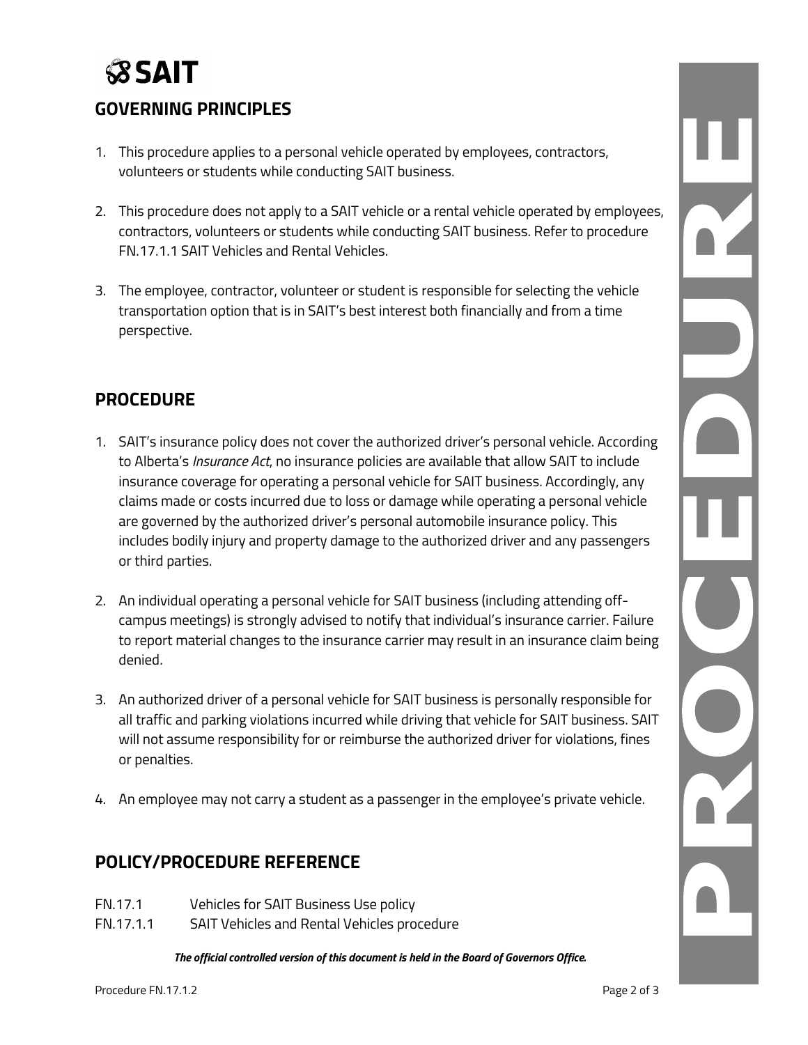## GOVERNING PRINCIPLES

1. This procedure applies to a personal vehicle operated by employees, contractors, volunteers or students while conducting SAIT business.

2. This procedure does not apply to a SAIT vehicle or a rental vehicle operated by employees, contractors, volunteers or students while conducting SAIT business. Refer to procedure FN.17.1.1 SAIT Vehicles and Rental Vehicles.

3. The employee, contractor, volunteer or student is responsible for selecting the vehicle transportation option that is in SAIT's best interest both financially and from a time perspective.

## PROCEDURE

1. SAIT's insurance policy does not cover the authorized driver's personal vehicle. According to Alberta's *Insurance Act*, no insurance policies are available that allow SAIT to include insurance coverage for operating a personal vehicle for SAIT business. Accordingly, any claims made or costs incurred due to loss or damage while operating a personal vehicle are governed by the authorized driver's personal automobile insurance policy. This includes bodily injury and property damage to the authorized driver and any passengers or third parties.

2. An individual operating a personal vehicle for SAIT business (including attending off-campus meetings) is strongly advised to notify that individual's insurance carrier. Failure to report material changes to the insurance carrier may result in an insurance claim being denied.

3. An authorized driver of a personal vehicle for SAIT business is personally responsible for all traffic and parking violations incurred while driving that vehicle for SAIT business. SAIT will not assume responsibility for or reimburse the authorized driver for violations, fines or penalties.

4. An employee may not carry a student as a passenger in the employee's private vehicle.

## POLICY/PROCEDURE REFERENCE

| | |
|---|---|
| FN.17.1 | Vehicles for SAIT Business Use policy |
| FN.17.1.1 | SAIT Vehicles and Rental Vehicles procedure |

***The official controlled version of this document is held in the Board of Governors Office.***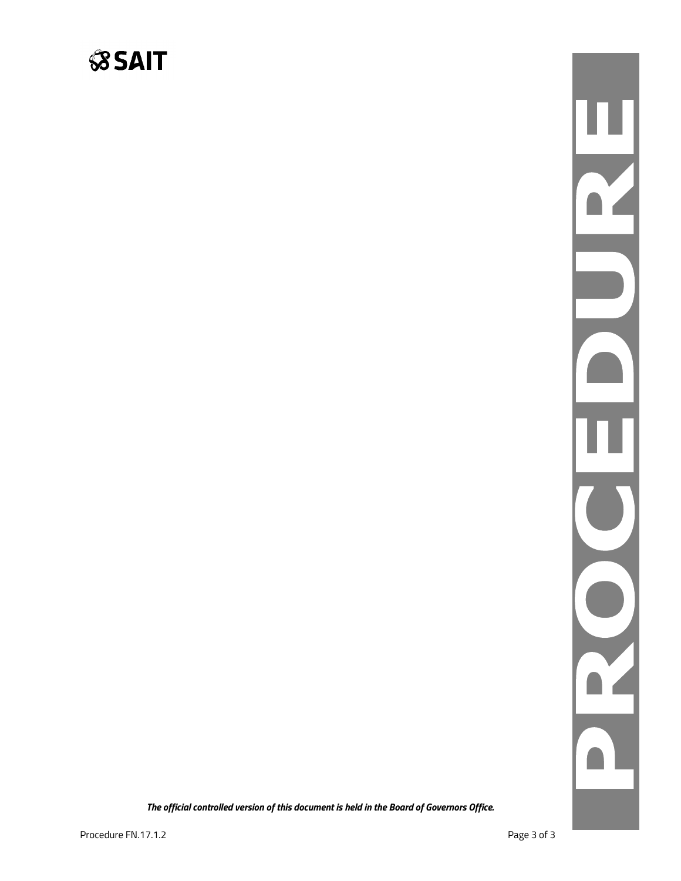*The official controlled version of this document is held in the Board of Governors Office.*